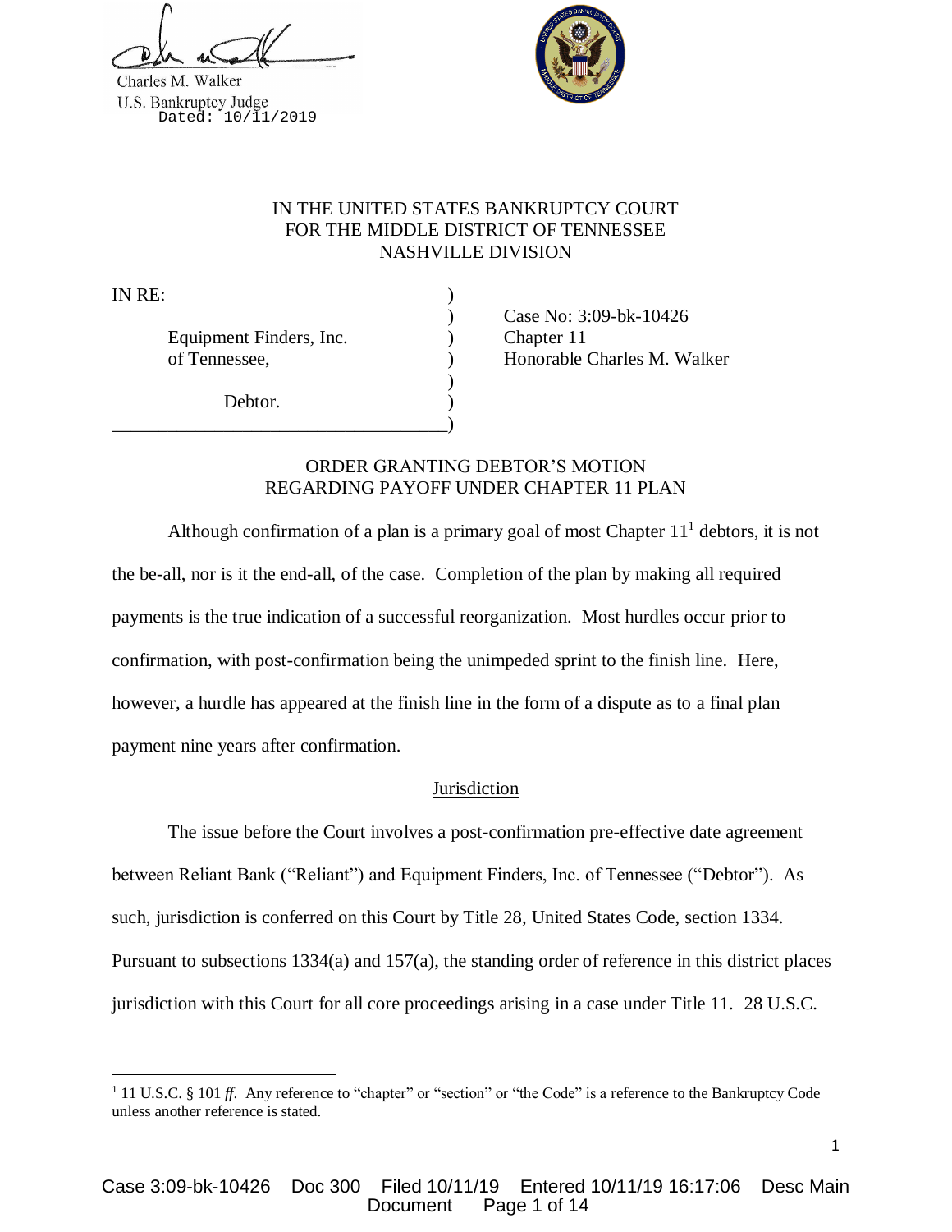Charles M. Walker
U.S. Bankruptcy Judge
Dated: 10/11/2019

IN THE UNITED STATES BANKRUPTCY COURT
FOR THE MIDDLE DISTRICT OF TENNESSEE
NASHVILLE DIVISION

IN RE:

Equipment Finders, Inc. of Tennessee,

Debtor.

Case No: 3:09-bk-10426
Chapter 11
Honorable Charles M. Walker

## ORDER GRANTING DEBTOR'S MOTION REGARDING PAYOFF UNDER CHAPTER 11 PLAN

Although confirmation of a plan is a primary goal of most Chapter 11[1] debtors, it is not the be-all, nor is it the end-all, of the case. Completion of the plan by making all required payments is the true indication of a successful reorganization. Most hurdles occur prior to confirmation, with post-confirmation being the unimpeded sprint to the finish line. Here, however, a hurdle has appeared at the finish line in the form of a dispute as to a final plan payment nine years after confirmation.

### Jurisdiction

The issue before the Court involves a post-confirmation pre-effective date agreement between Reliant Bank ("Reliant") and Equipment Finders, Inc. of Tennessee ("Debtor"). As such, jurisdiction is conferred on this Court by Title 28, United States Code, section 1334. Pursuant to subsections 1334(a) and 157(a), the standing order of reference in this district places jurisdiction with this Court for all core proceedings arising in a case under Title 11. 28 U.S.C.

[1] 11 U.S.C. § 101 *ff*. Any reference to "chapter" or "section" or "the Code" is a reference to the Bankruptcy Code unless another reference is stated.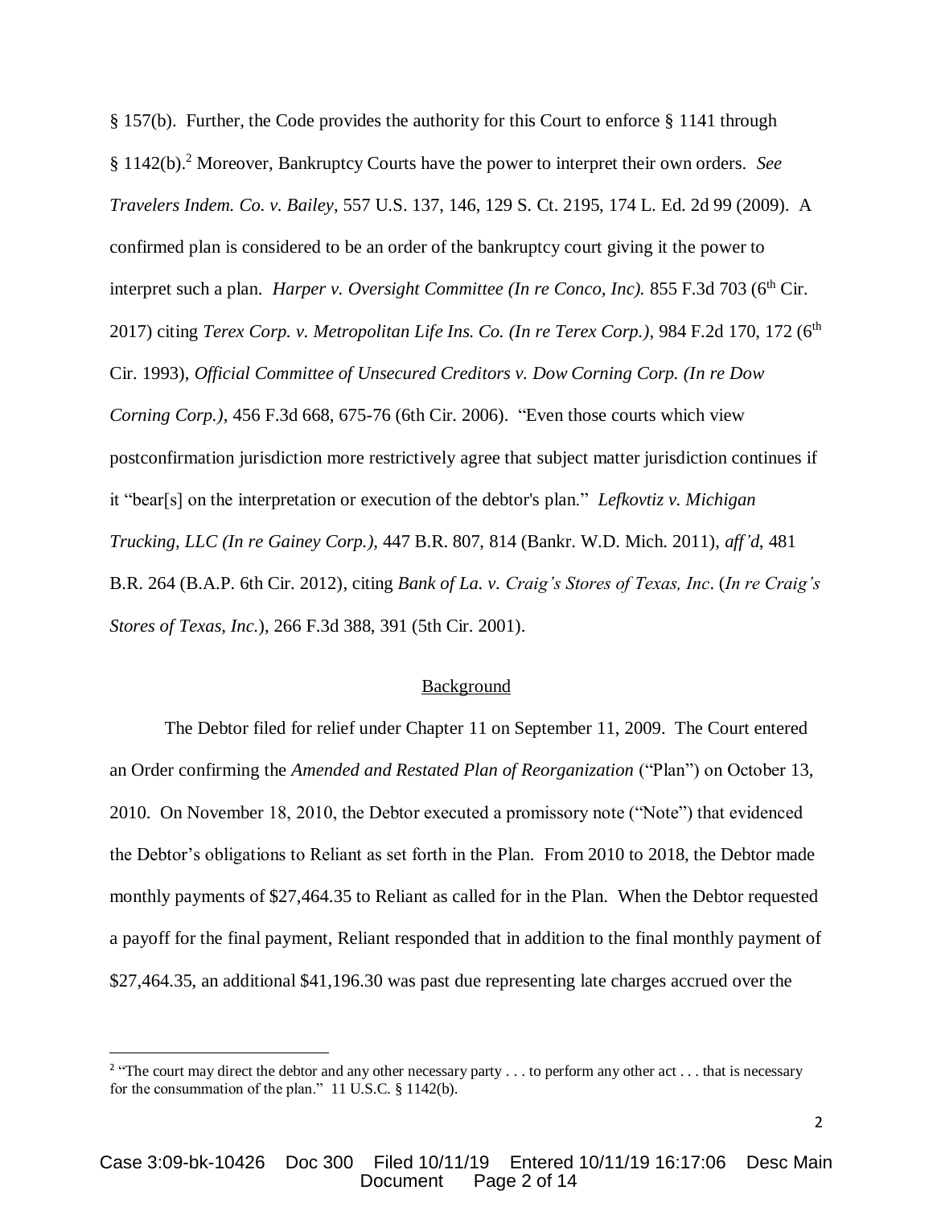§ 157(b). Further, the Code provides the authority for this Court to enforce § 1141 through § 1142(b).[2] Moreover, Bankruptcy Courts have the power to interpret their own orders. *See Travelers Indem. Co. v. Bailey*, 557 U.S. 137, 146, 129 S. Ct. 2195, 174 L. Ed. 2d 99 (2009). A confirmed plan is considered to be an order of the bankruptcy court giving it the power to interpret such a plan. *Harper v. Oversight Committee (In re Conco, Inc).* 855 F.3d 703 (6th Cir. 2017) citing *Terex Corp. v. Metropolitan Life Ins. Co. (In re Terex Corp.)*, 984 F.2d 170, 172 (6th Cir. 1993), *Official Committee of Unsecured Creditors v. Dow Corning Corp. (In re Dow Corning Corp.)*, 456 F.3d 668, 675-76 (6th Cir. 2006). "Even those courts which view postconfirmation jurisdiction more restrictively agree that subject matter jurisdiction continues if it "bear[s] on the interpretation or execution of the debtor's plan." *Lefkovtiz v. Michigan Trucking, LLC (In re Gainey Corp.),* 447 B.R. 807, 814 (Bankr. W.D. Mich. 2011), *aff'd*, 481 B.R. 264 (B.A.P. 6th Cir. 2012), citing *Bank of La. v. Craig's Stores of Texas, Inc*. (*In re Craig's Stores of Texas, Inc.*), 266 F.3d 388, 391 (5th Cir. 2001).

## Background

The Debtor filed for relief under Chapter 11 on September 11, 2009. The Court entered an Order confirming the *Amended and Restated Plan of Reorganization* ("Plan") on October 13, 2010. On November 18, 2010, the Debtor executed a promissory note ("Note") that evidenced the Debtor's obligations to Reliant as set forth in the Plan. From 2010 to 2018, the Debtor made monthly payments of $27,464.35 to Reliant as called for in the Plan. When the Debtor requested a payoff for the final payment, Reliant responded that in addition to the final monthly payment of $27,464.35, an additional $41,196.30 was past due representing late charges accrued over the

[2] "The court may direct the debtor and any other necessary party . . . to perform any other act . . . that is necessary for the consummation of the plan." 11 U.S.C. § 1142(b).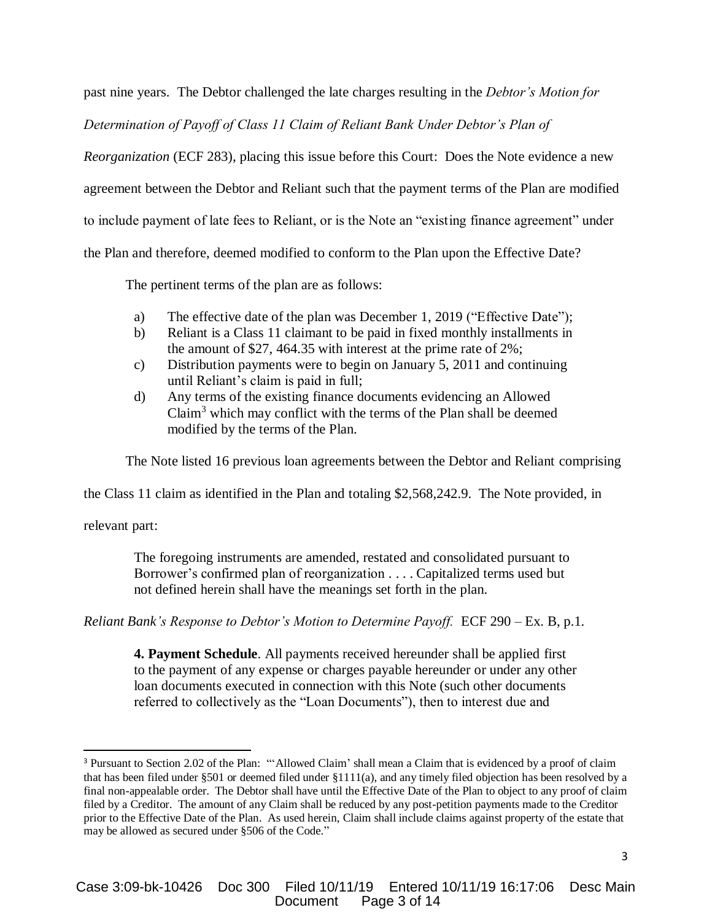past nine years. The Debtor challenged the late charges resulting in the *Debtor's Motion for Determination of Payoff of Class 11 Claim of Reliant Bank Under Debtor's Plan of Reorganization* (ECF 283), placing this issue before this Court: Does the Note evidence a new agreement between the Debtor and Reliant such that the payment terms of the Plan are modified to include payment of late fees to Reliant, or is the Note an "existing finance agreement" under the Plan and therefore, deemed modified to conform to the Plan upon the Effective Date?

The pertinent terms of the plan are as follows:

> a) The effective date of the plan was December 1, 2019 ("Effective Date");
> b) Reliant is a Class 11 claimant to be paid in fixed monthly installments in the amount of $27, 464.35 with interest at the prime rate of 2%;
> c) Distribution payments were to begin on January 5, 2011 and continuing until Reliant's claim is paid in full;
> d) Any terms of the existing finance documents evidencing an Allowed Claim[3] which may conflict with the terms of the Plan shall be deemed modified by the terms of the Plan.

The Note listed 16 previous loan agreements between the Debtor and Reliant comprising the Class 11 claim as identified in the Plan and totaling $2,568,242.9. The Note provided, in relevant part:

> The foregoing instruments are amended, restated and consolidated pursuant to Borrower's confirmed plan of reorganization . . . . Capitalized terms used but not defined herein shall have the meanings set forth in the plan.

*Reliant Bank's Response to Debtor's Motion to Determine Payoff.* ECF 290 – Ex. B, p.1.

> **4. Payment Schedule**. All payments received hereunder shall be applied first to the payment of any expense or charges payable hereunder or under any other loan documents executed in connection with this Note (such other documents referred to collectively as the "Loan Documents"), then to interest due and

[3] Pursuant to Section 2.02 of the Plan: "'Allowed Claim' shall mean a Claim that is evidenced by a proof of claim that has been filed under §501 or deemed filed under §1111(a), and any timely filed objection has been resolved by a final non-appealable order. The Debtor shall have until the Effective Date of the Plan to object to any proof of claim filed by a Creditor. The amount of any Claim shall be reduced by any post-petition payments made to the Creditor prior to the Effective Date of the Plan. As used herein, Claim shall include claims against property of the estate that may be allowed as secured under §506 of the Code."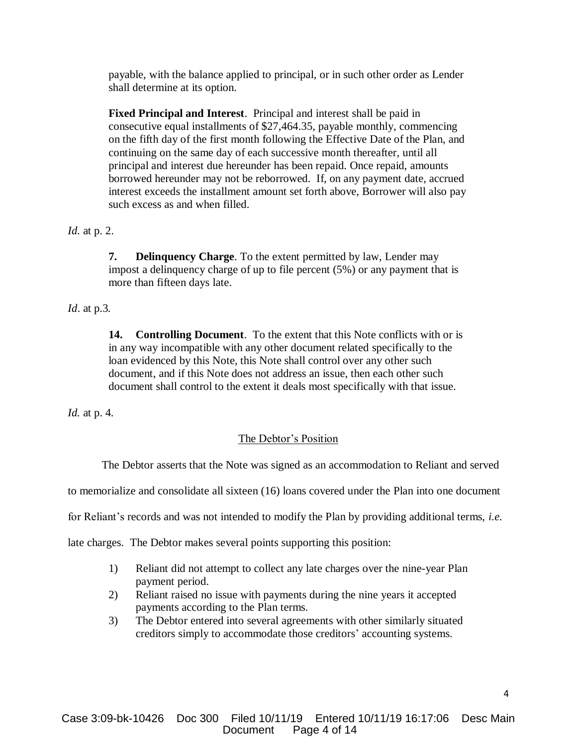payable, with the balance applied to principal, or in such other order as Lender shall determine at its option.

> **Fixed Principal and Interest**. Principal and interest shall be paid in consecutive equal installments of $27,464.35, payable monthly, commencing on the fifth day of the first month following the Effective Date of the Plan, and continuing on the same day of each successive month thereafter, until all principal and interest due hereunder has been repaid. Once repaid, amounts borrowed hereunder may not be reborrowed. If, on any payment date, accrued interest exceeds the installment amount set forth above, Borrower will also pay such excess as and when filled.

*Id.* at p. 2.

> **7. Delinquency Charge**. To the extent permitted by law, Lender may impost a delinquency charge of up to file percent (5%) or any payment that is more than fifteen days late.

*Id*. at p.3.

> **14. Controlling Document**. To the extent that this Note conflicts with or is in any way incompatible with any other document related specifically to the loan evidenced by this Note, this Note shall control over any other such document, and if this Note does not address an issue, then each other such document shall control to the extent it deals most specifically with that issue.

*Id.* at p. 4.

## The Debtor's Position

The Debtor asserts that the Note was signed as an accommodation to Reliant and served to memorialize and consolidate all sixteen (16) loans covered under the Plan into one document for Reliant's records and was not intended to modify the Plan by providing additional terms, *i.e.* late charges. The Debtor makes several points supporting this position:

1) Reliant did not attempt to collect any late charges over the nine-year Plan payment period.
2) Reliant raised no issue with payments during the nine years it accepted payments according to the Plan terms.
3) The Debtor entered into several agreements with other similarly situated creditors simply to accommodate those creditors' accounting systems.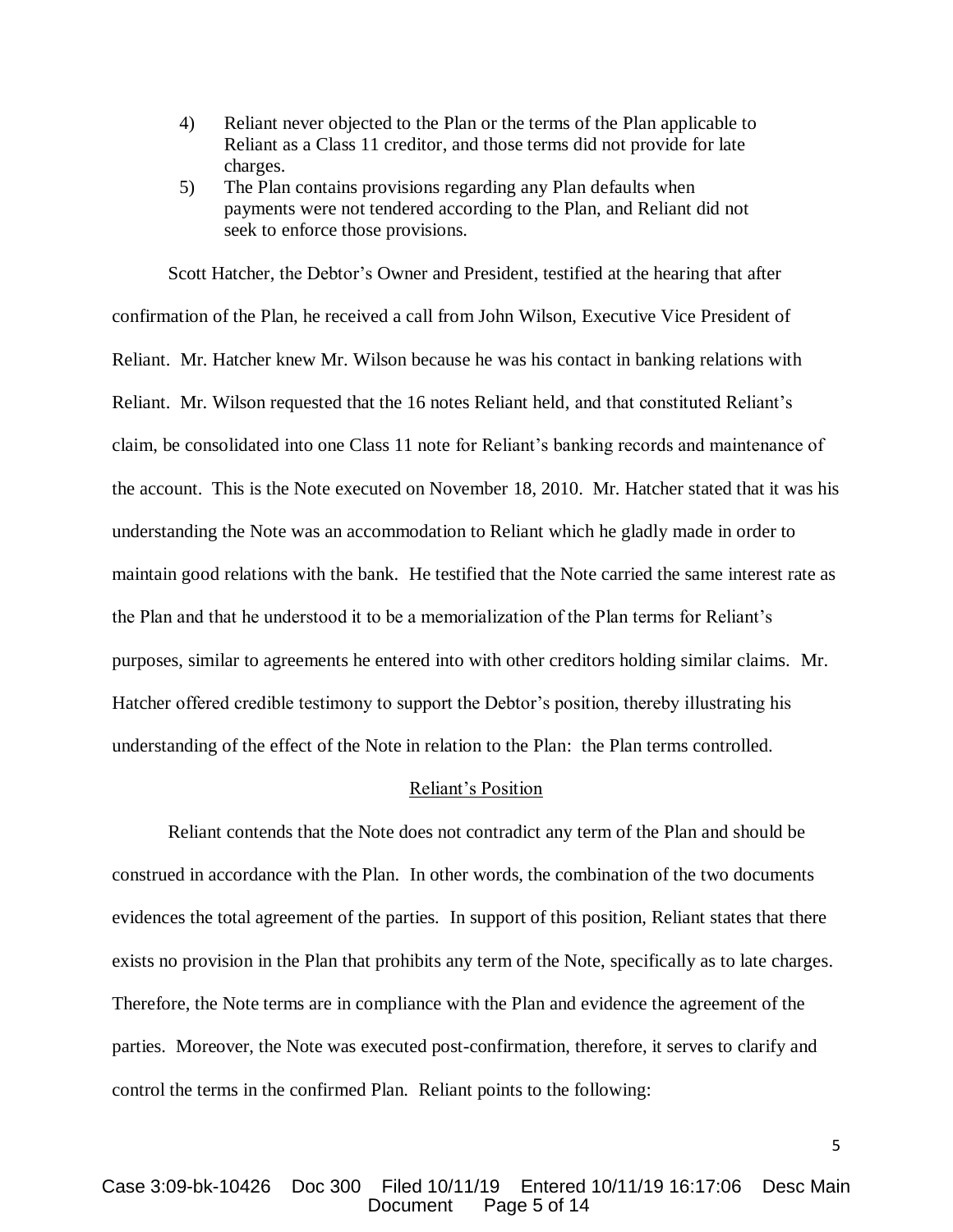4) Reliant never objected to the Plan or the terms of the Plan applicable to Reliant as a Class 11 creditor, and those terms did not provide for late charges.
5) The Plan contains provisions regarding any Plan defaults when payments were not tendered according to the Plan, and Reliant did not seek to enforce those provisions.

Scott Hatcher, the Debtor's Owner and President, testified at the hearing that after confirmation of the Plan, he received a call from John Wilson, Executive Vice President of Reliant. Mr. Hatcher knew Mr. Wilson because he was his contact in banking relations with Reliant. Mr. Wilson requested that the 16 notes Reliant held, and that constituted Reliant's claim, be consolidated into one Class 11 note for Reliant's banking records and maintenance of the account. This is the Note executed on November 18, 2010. Mr. Hatcher stated that it was his understanding the Note was an accommodation to Reliant which he gladly made in order to maintain good relations with the bank. He testified that the Note carried the same interest rate as the Plan and that he understood it to be a memorialization of the Plan terms for Reliant's purposes, similar to agreements he entered into with other creditors holding similar claims. Mr. Hatcher offered credible testimony to support the Debtor's position, thereby illustrating his understanding of the effect of the Note in relation to the Plan: the Plan terms controlled.

## Reliant's Position

Reliant contends that the Note does not contradict any term of the Plan and should be construed in accordance with the Plan. In other words, the combination of the two documents evidences the total agreement of the parties. In support of this position, Reliant states that there exists no provision in the Plan that prohibits any term of the Note, specifically as to late charges. Therefore, the Note terms are in compliance with the Plan and evidence the agreement of the parties. Moreover, the Note was executed post-confirmation, therefore, it serves to clarify and control the terms in the confirmed Plan. Reliant points to the following: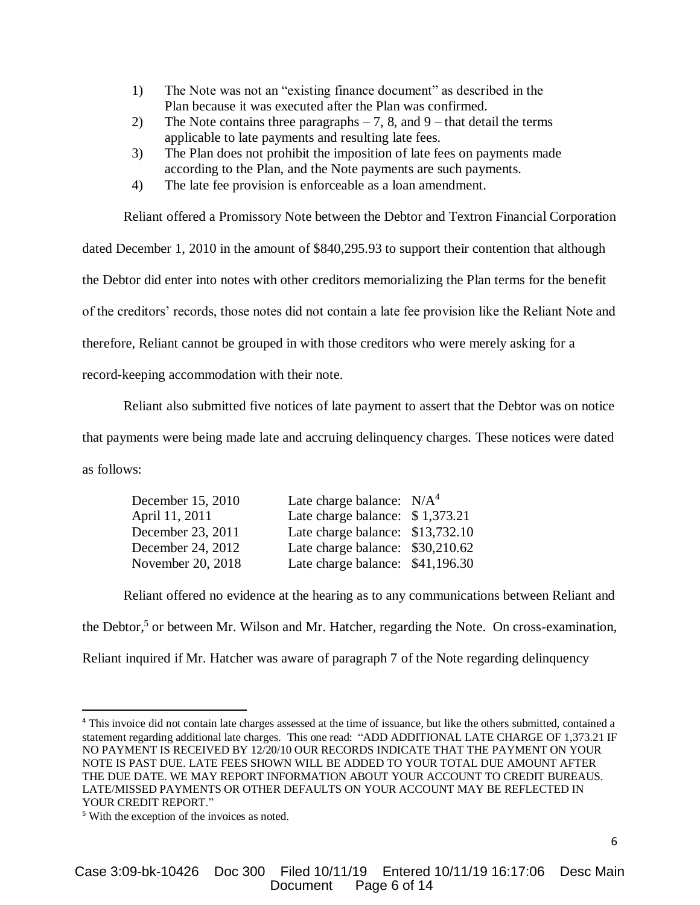1) The Note was not an "existing finance document" as described in the Plan because it was executed after the Plan was confirmed.
2) The Note contains three paragraphs – 7, 8, and 9 – that detail the terms applicable to late payments and resulting late fees.
3) The Plan does not prohibit the imposition of late fees on payments made according to the Plan, and the Note payments are such payments.
4) The late fee provision is enforceable as a loan amendment.

Reliant offered a Promissory Note between the Debtor and Textron Financial Corporation dated December 1, 2010 in the amount of $840,295.93 to support their contention that although the Debtor did enter into notes with other creditors memorializing the Plan terms for the benefit of the creditors' records, those notes did not contain a late fee provision like the Reliant Note and therefore, Reliant cannot be grouped in with those creditors who were merely asking for a record-keeping accommodation with their note.

Reliant also submitted five notices of late payment to assert that the Debtor was on notice that payments were being made late and accruing delinquency charges. These notices were dated as follows:

| | |
|---|---|
| December 15, 2010 | Late charge balance: N/A[4] |
| April 11, 2011 | Late charge balance: $ 1,373.21 |
| December 23, 2011 | Late charge balance: $13,732.10 |
| December 24, 2012 | Late charge balance: $30,210.62 |
| November 20, 2018 | Late charge balance: $41,196.30 |

Reliant offered no evidence at the hearing as to any communications between Reliant and the Debtor,[5] or between Mr. Wilson and Mr. Hatcher, regarding the Note. On cross-examination, Reliant inquired if Mr. Hatcher was aware of paragraph 7 of the Note regarding delinquency

---

[4] This invoice did not contain late charges assessed at the time of issuance, but like the others submitted, contained a statement regarding additional late charges. This one read: "ADD ADDITIONAL LATE CHARGE OF 1,373.21 IF NO PAYMENT IS RECEIVED BY 12/20/10 OUR RECORDS INDICATE THAT THE PAYMENT ON YOUR NOTE IS PAST DUE. LATE FEES SHOWN WILL BE ADDED TO YOUR TOTAL DUE AMOUNT AFTER THE DUE DATE. WE MAY REPORT INFORMATION ABOUT YOUR ACCOUNT TO CREDIT BUREAUS. LATE/MISSED PAYMENTS OR OTHER DEFAULTS ON YOUR ACCOUNT MAY BE REFLECTED IN YOUR CREDIT REPORT."

[5] With the exception of the invoices as noted.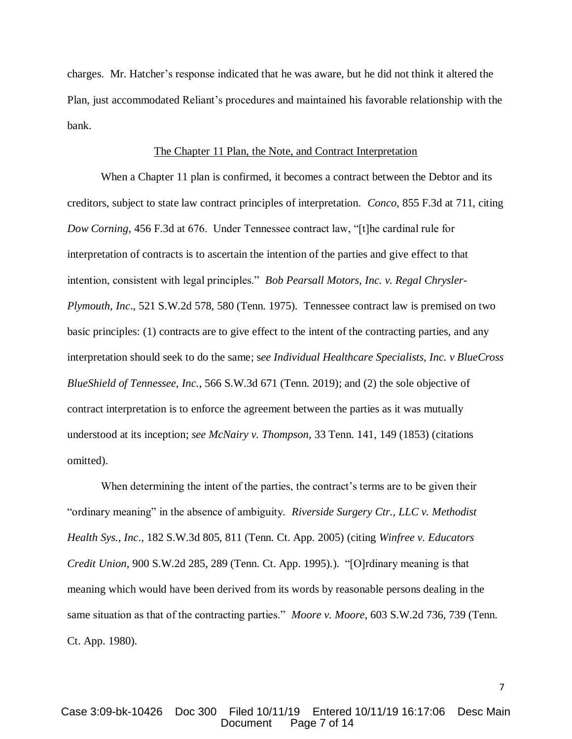charges. Mr. Hatcher's response indicated that he was aware, but he did not think it altered the Plan, just accommodated Reliant's procedures and maintained his favorable relationship with the bank.

## The Chapter 11 Plan, the Note, and Contract Interpretation

When a Chapter 11 plan is confirmed, it becomes a contract between the Debtor and its creditors, subject to state law contract principles of interpretation. *Conco*, 855 F.3d at 711, citing *Dow Corning*, 456 F.3d at 676. Under Tennessee contract law, "[t]he cardinal rule for interpretation of contracts is to ascertain the intention of the parties and give effect to that intention, consistent with legal principles." *Bob Pearsall Motors, Inc. v. Regal Chrysler-Plymouth, Inc*., 521 S.W.2d 578, 580 (Tenn. 1975). Tennessee contract law is premised on two basic principles: (1) contracts are to give effect to the intent of the contracting parties, and any interpretation should seek to do the same; s*ee Individual Healthcare Specialists, Inc. v BlueCross BlueShield of Tennessee, Inc.*, 566 S.W.3d 671 (Tenn. 2019); and (2) the sole objective of contract interpretation is to enforce the agreement between the parties as it was mutually understood at its inception; *see McNairy v. Thompson*, 33 Tenn. 141, 149 (1853) (citations omitted).

When determining the intent of the parties, the contract's terms are to be given their "ordinary meaning" in the absence of ambiguity. *Riverside Surgery Ctr., LLC v. Methodist Health Sys., Inc*., 182 S.W.3d 805, 811 (Tenn. Ct. App. 2005) (citing *Winfree v. Educators Credit Union*, 900 S.W.2d 285, 289 (Tenn. Ct. App. 1995).). "[O]rdinary meaning is that meaning which would have been derived from its words by reasonable persons dealing in the same situation as that of the contracting parties." *Moore v. Moore*, 603 S.W.2d 736, 739 (Tenn. Ct. App. 1980).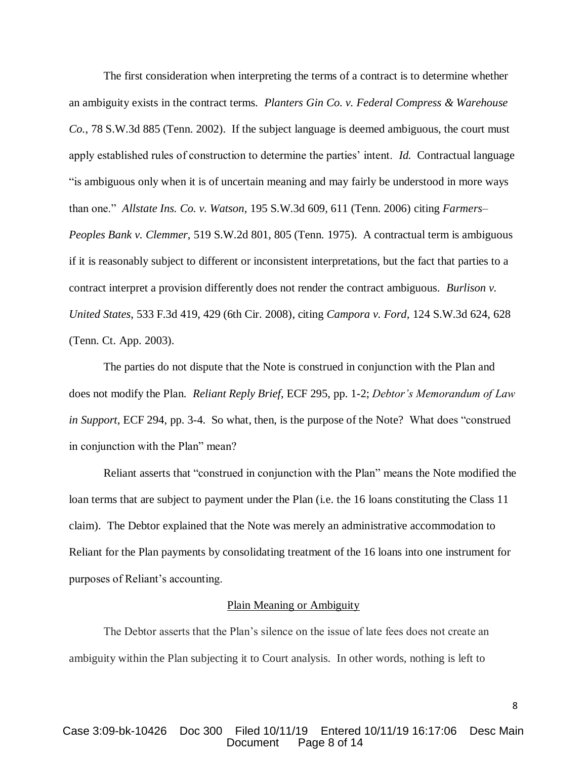The first consideration when interpreting the terms of a contract is to determine whether an ambiguity exists in the contract terms. *Planters Gin Co. v. Federal Compress & Warehouse Co.*, 78 S.W.3d 885 (Tenn. 2002). If the subject language is deemed ambiguous, the court must apply established rules of construction to determine the parties' intent. *Id.* Contractual language "is ambiguous only when it is of uncertain meaning and may fairly be understood in more ways than one." *Allstate Ins. Co. v. Watson*, 195 S.W.3d 609, 611 (Tenn. 2006) citing *Farmers–Peoples Bank v. Clemmer*, 519 S.W.2d 801, 805 (Tenn. 1975). A contractual term is ambiguous if it is reasonably subject to different or inconsistent interpretations, but the fact that parties to a contract interpret a provision differently does not render the contract ambiguous. *Burlison v. United States*, 533 F.3d 419, 429 (6th Cir. 2008), citing *Campora v. Ford*, 124 S.W.3d 624, 628 (Tenn. Ct. App. 2003).

The parties do not dispute that the Note is construed in conjunction with the Plan and does not modify the Plan. *Reliant Reply Brief*, ECF 295, pp. 1-2; *Debtor's Memorandum of Law in Support*, ECF 294, pp. 3-4. So what, then, is the purpose of the Note? What does "construed in conjunction with the Plan" mean?

Reliant asserts that "construed in conjunction with the Plan" means the Note modified the loan terms that are subject to payment under the Plan (i.e. the 16 loans constituting the Class 11 claim). The Debtor explained that the Note was merely an administrative accommodation to Reliant for the Plan payments by consolidating treatment of the 16 loans into one instrument for purposes of Reliant's accounting.

<u>Plain Meaning or Ambiguity</u>

The Debtor asserts that the Plan's silence on the issue of late fees does not create an ambiguity within the Plan subjecting it to Court analysis. In other words, nothing is left to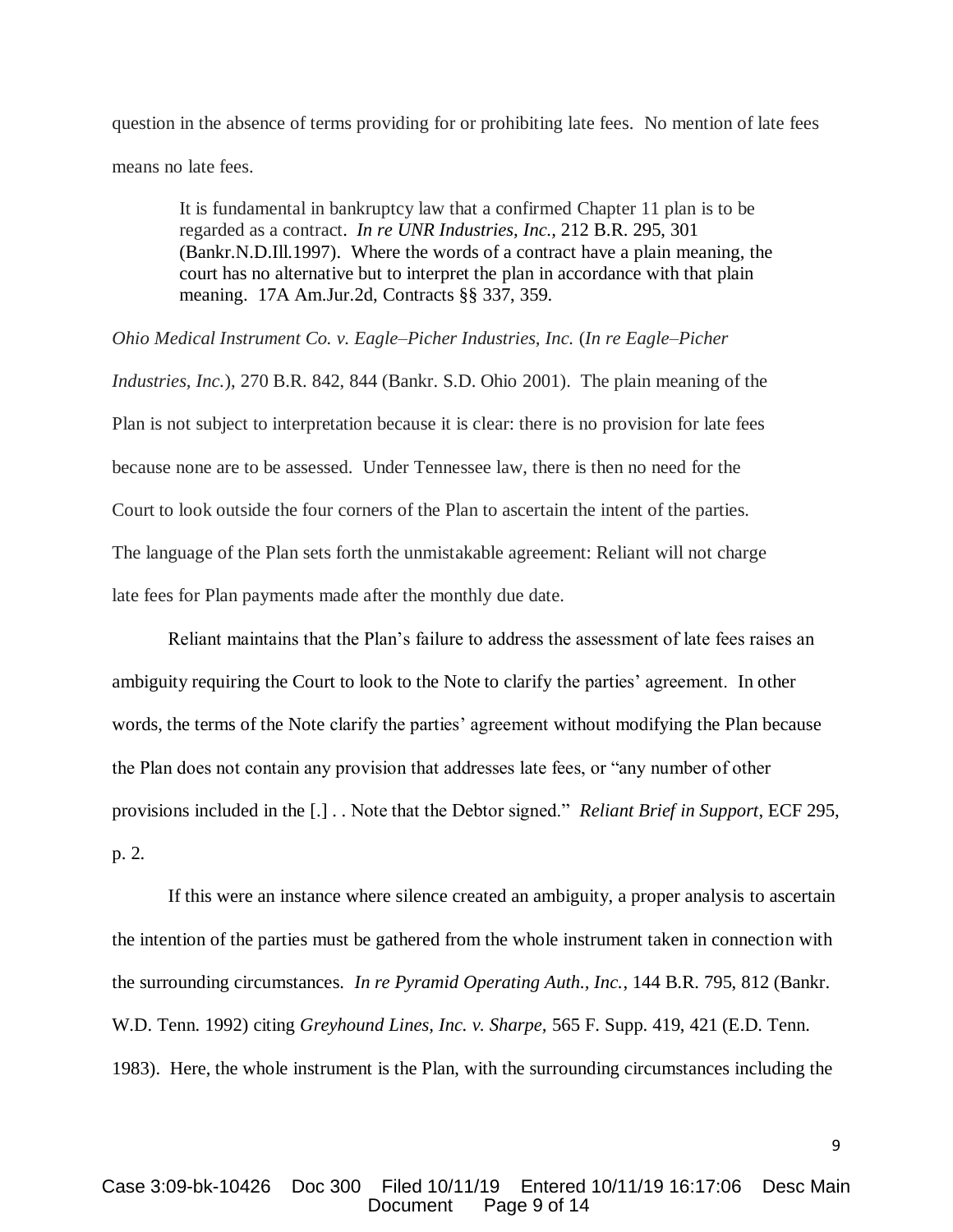question in the absence of terms providing for or prohibiting late fees. No mention of late fees means no late fees.

> It is fundamental in bankruptcy law that a confirmed Chapter 11 plan is to be regarded as a contract. *In re UNR Industries, Inc.*, 212 B.R. 295, 301 (Bankr.N.D.Ill.1997). Where the words of a contract have a plain meaning, the court has no alternative but to interpret the plan in accordance with that plain meaning. 17A Am.Jur.2d, Contracts §§ 337, 359.

*Ohio Medical Instrument Co. v. Eagle–Picher Industries, Inc.* (*In re Eagle–Picher Industries, Inc.*), 270 B.R. 842, 844 (Bankr. S.D. Ohio 2001). The plain meaning of the Plan is not subject to interpretation because it is clear: there is no provision for late fees because none are to be assessed. Under Tennessee law, there is then no need for the Court to look outside the four corners of the Plan to ascertain the intent of the parties. The language of the Plan sets forth the unmistakable agreement: Reliant will not charge late fees for Plan payments made after the monthly due date.

Reliant maintains that the Plan's failure to address the assessment of late fees raises an ambiguity requiring the Court to look to the Note to clarify the parties' agreement. In other words, the terms of the Note clarify the parties' agreement without modifying the Plan because the Plan does not contain any provision that addresses late fees, or "any number of other provisions included in the [.] . . Note that the Debtor signed." *Reliant Brief in Support*, ECF 295, p. 2.

If this were an instance where silence created an ambiguity, a proper analysis to ascertain the intention of the parties must be gathered from the whole instrument taken in connection with the surrounding circumstances. *In re Pyramid Operating Auth., Inc.*, 144 B.R. 795, 812 (Bankr. W.D. Tenn. 1992) citing *Greyhound Lines, Inc. v. Sharpe,* 565 F. Supp. 419, 421 (E.D. Tenn. 1983). Here, the whole instrument is the Plan, with the surrounding circumstances including the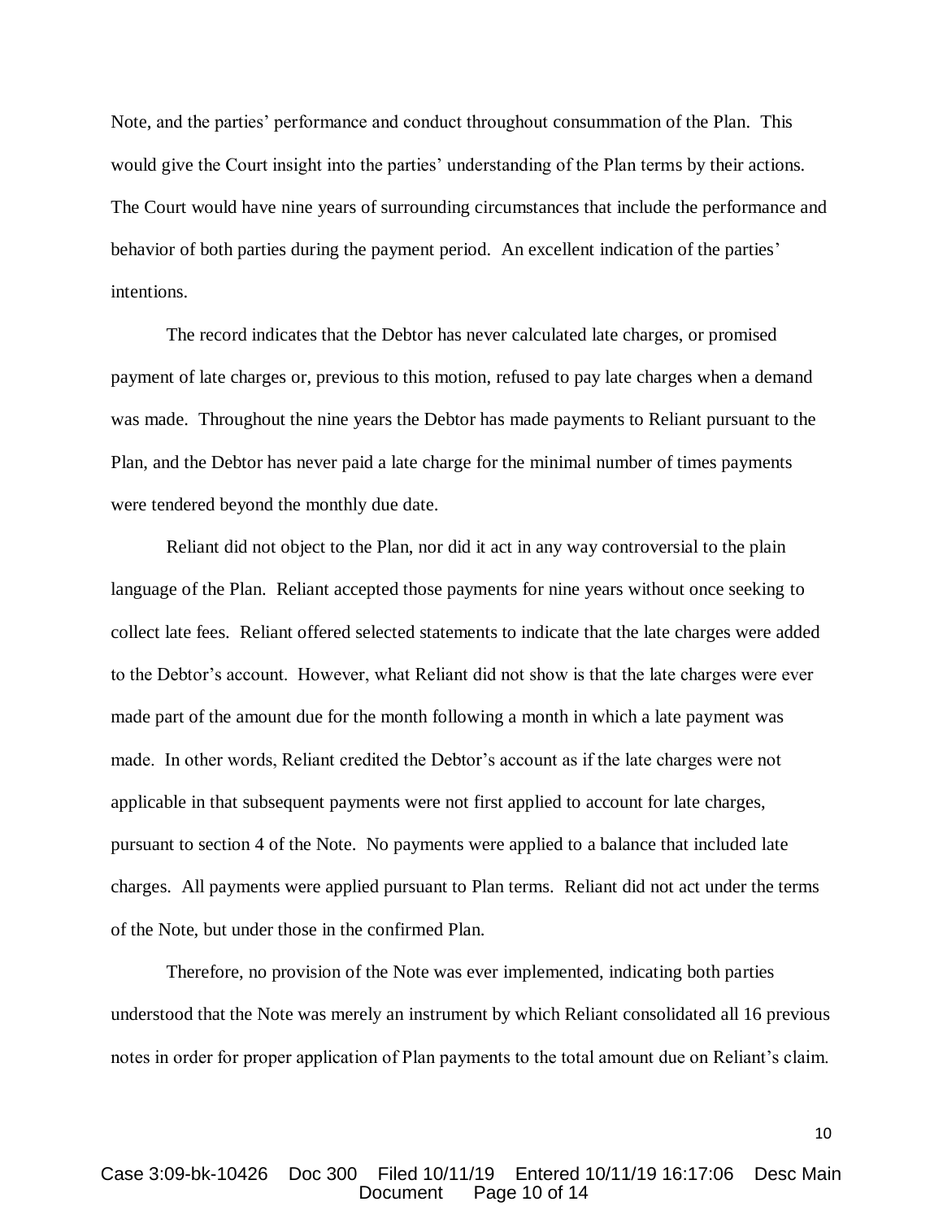Note, and the parties' performance and conduct throughout consummation of the Plan. This would give the Court insight into the parties' understanding of the Plan terms by their actions. The Court would have nine years of surrounding circumstances that include the performance and behavior of both parties during the payment period. An excellent indication of the parties' intentions.

The record indicates that the Debtor has never calculated late charges, or promised payment of late charges or, previous to this motion, refused to pay late charges when a demand was made. Throughout the nine years the Debtor has made payments to Reliant pursuant to the Plan, and the Debtor has never paid a late charge for the minimal number of times payments were tendered beyond the monthly due date.

Reliant did not object to the Plan, nor did it act in any way controversial to the plain language of the Plan. Reliant accepted those payments for nine years without once seeking to collect late fees. Reliant offered selected statements to indicate that the late charges were added to the Debtor's account. However, what Reliant did not show is that the late charges were ever made part of the amount due for the month following a month in which a late payment was made. In other words, Reliant credited the Debtor's account as if the late charges were not applicable in that subsequent payments were not first applied to account for late charges, pursuant to section 4 of the Note. No payments were applied to a balance that included late charges. All payments were applied pursuant to Plan terms. Reliant did not act under the terms of the Note, but under those in the confirmed Plan.

Therefore, no provision of the Note was ever implemented, indicating both parties understood that the Note was merely an instrument by which Reliant consolidated all 16 previous notes in order for proper application of Plan payments to the total amount due on Reliant's claim.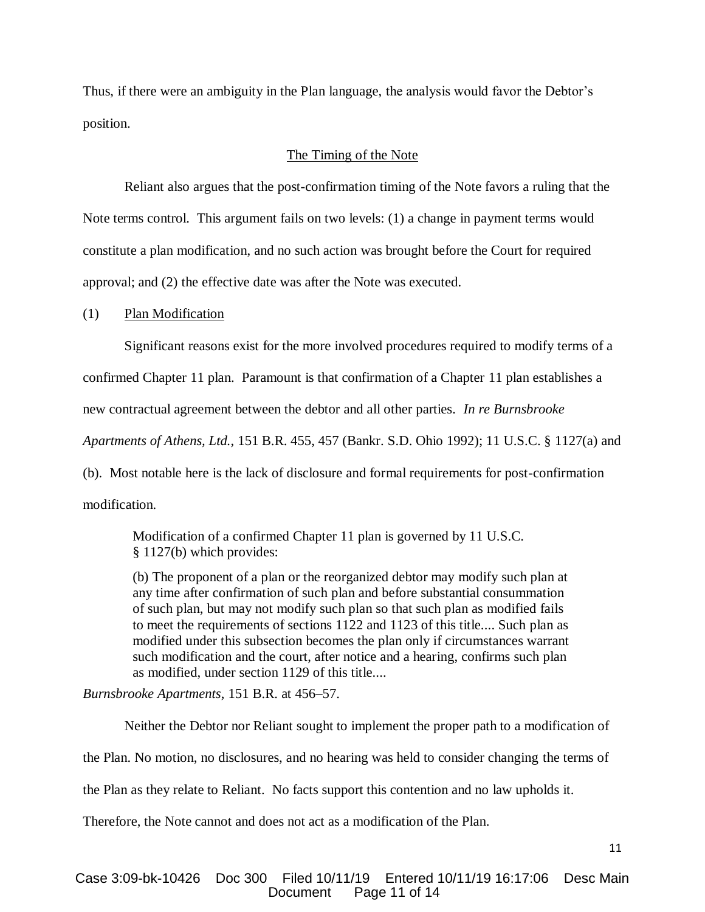Thus, if there were an ambiguity in the Plan language, the analysis would favor the Debtor's position.

## The Timing of the Note

Reliant also argues that the post-confirmation timing of the Note favors a ruling that the Note terms control. This argument fails on two levels: (1) a change in payment terms would constitute a plan modification, and no such action was brought before the Court for required approval; and (2) the effective date was after the Note was executed.

### (1) Plan Modification

Significant reasons exist for the more involved procedures required to modify terms of a confirmed Chapter 11 plan. Paramount is that confirmation of a Chapter 11 plan establishes a new contractual agreement between the debtor and all other parties. *In re Burnsbrooke Apartments of Athens, Ltd.*, 151 B.R. 455, 457 (Bankr. S.D. Ohio 1992); 11 U.S.C. § 1127(a) and (b). Most notable here is the lack of disclosure and formal requirements for post-confirmation modification.

> Modification of a confirmed Chapter 11 plan is governed by 11 U.S.C. § 1127(b) which provides:
>
> (b) The proponent of a plan or the reorganized debtor may modify such plan at any time after confirmation of such plan and before substantial consummation of such plan, but may not modify such plan so that such plan as modified fails to meet the requirements of sections 1122 and 1123 of this title.... Such plan as modified under this subsection becomes the plan only if circumstances warrant such modification and the court, after notice and a hearing, confirms such plan as modified, under section 1129 of this title....

*Burnsbrooke Apartments*, 151 B.R. at 456–57.

Neither the Debtor nor Reliant sought to implement the proper path to a modification of the Plan. No motion, no disclosures, and no hearing was held to consider changing the terms of the Plan as they relate to Reliant. No facts support this contention and no law upholds it. Therefore, the Note cannot and does not act as a modification of the Plan.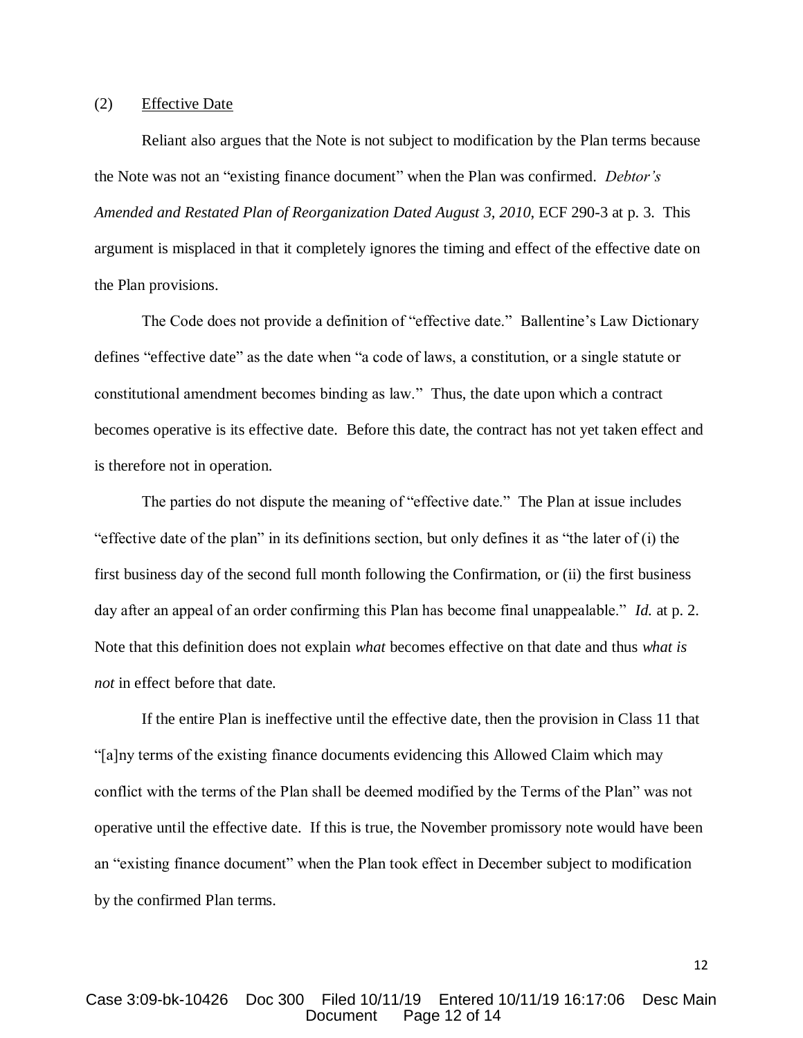(2) Effective Date

Reliant also argues that the Note is not subject to modification by the Plan terms because the Note was not an "existing finance document" when the Plan was confirmed. *Debtor's Amended and Restated Plan of Reorganization Dated August 3, 2010*, ECF 290-3 at p. 3. This argument is misplaced in that it completely ignores the timing and effect of the effective date on the Plan provisions.

The Code does not provide a definition of "effective date." Ballentine's Law Dictionary defines "effective date" as the date when "a code of laws, a constitution, or a single statute or constitutional amendment becomes binding as law." Thus, the date upon which a contract becomes operative is its effective date. Before this date, the contract has not yet taken effect and is therefore not in operation.

The parties do not dispute the meaning of "effective date." The Plan at issue includes "effective date of the plan" in its definitions section, but only defines it as "the later of (i) the first business day of the second full month following the Confirmation, or (ii) the first business day after an appeal of an order confirming this Plan has become final unappealable." *Id.* at p. 2. Note that this definition does not explain *what* becomes effective on that date and thus *what is not* in effect before that date.

If the entire Plan is ineffective until the effective date, then the provision in Class 11 that "[a]ny terms of the existing finance documents evidencing this Allowed Claim which may conflict with the terms of the Plan shall be deemed modified by the Terms of the Plan" was not operative until the effective date. If this is true, the November promissory note would have been an "existing finance document" when the Plan took effect in December subject to modification by the confirmed Plan terms.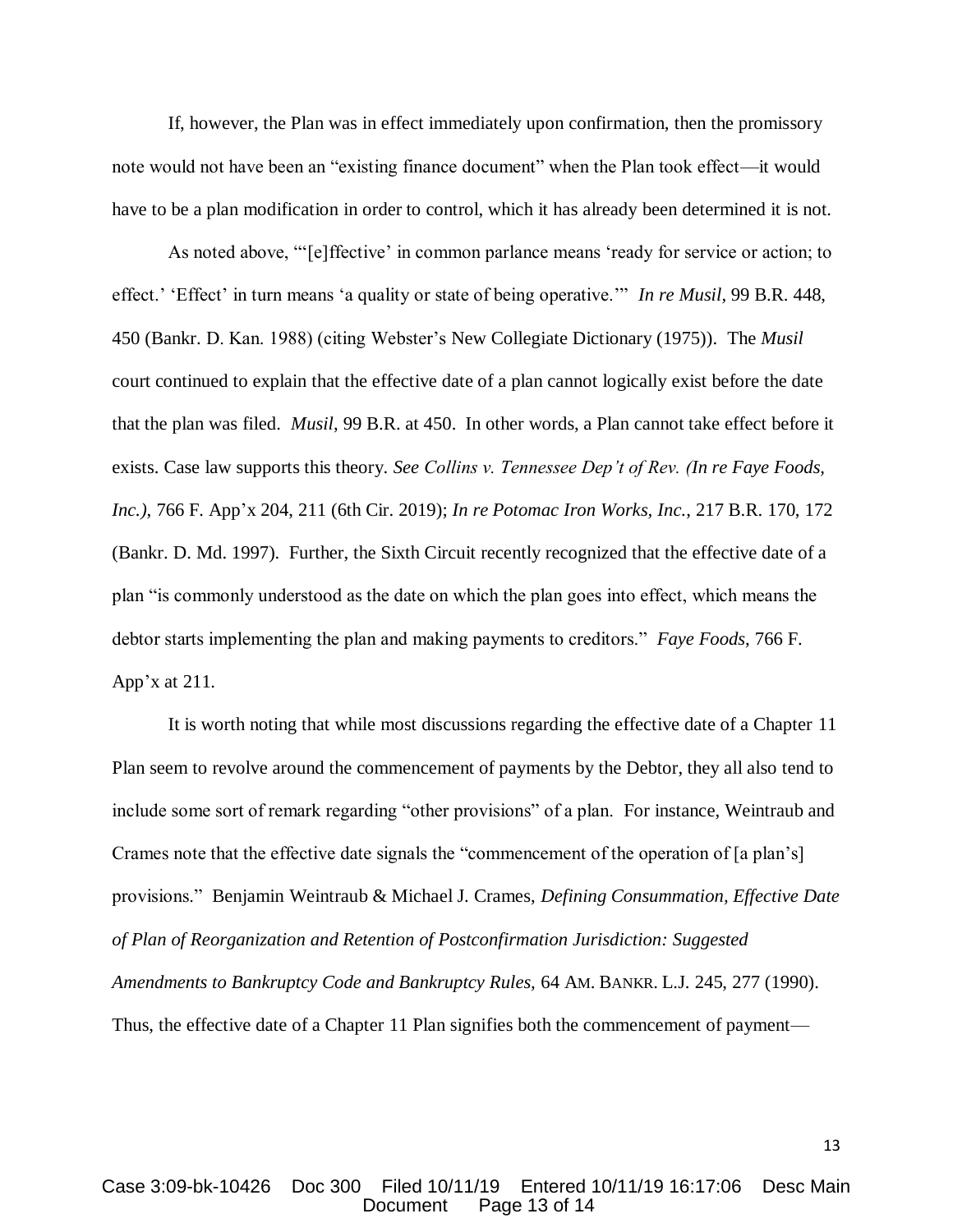If, however, the Plan was in effect immediately upon confirmation, then the promissory note would not have been an "existing finance document" when the Plan took effect—it would have to be a plan modification in order to control, which it has already been determined it is not.

As noted above, "'[e]ffective' in common parlance means 'ready for service or action; to effect.' 'Effect' in turn means 'a quality or state of being operative.'" *In re Musil*, 99 B.R. 448, 450 (Bankr. D. Kan. 1988) (citing Webster's New Collegiate Dictionary (1975)). The *Musil* court continued to explain that the effective date of a plan cannot logically exist before the date that the plan was filed. *Musil*, 99 B.R. at 450. In other words, a Plan cannot take effect before it exists. Case law supports this theory. *See Collins v. Tennessee Dep't of Rev. (In re Faye Foods, Inc.)*, 766 F. App'x 204, 211 (6th Cir. 2019); *In re Potomac Iron Works, Inc.*, 217 B.R. 170, 172 (Bankr. D. Md. 1997). Further, the Sixth Circuit recently recognized that the effective date of a plan "is commonly understood as the date on which the plan goes into effect, which means the debtor starts implementing the plan and making payments to creditors." *Faye Foods*, 766 F. App'x at 211.

It is worth noting that while most discussions regarding the effective date of a Chapter 11 Plan seem to revolve around the commencement of payments by the Debtor, they all also tend to include some sort of remark regarding "other provisions" of a plan. For instance, Weintraub and Crames note that the effective date signals the "commencement of the operation of [a plan's] provisions." Benjamin Weintraub & Michael J. Crames, *Defining Consummation, Effective Date of Plan of Reorganization and Retention of Postconfirmation Jurisdiction: Suggested Amendments to Bankruptcy Code and Bankruptcy Rules*, 64 AM. BANKR. L.J. 245, 277 (1990). Thus, the effective date of a Chapter 11 Plan signifies both the commencement of payment—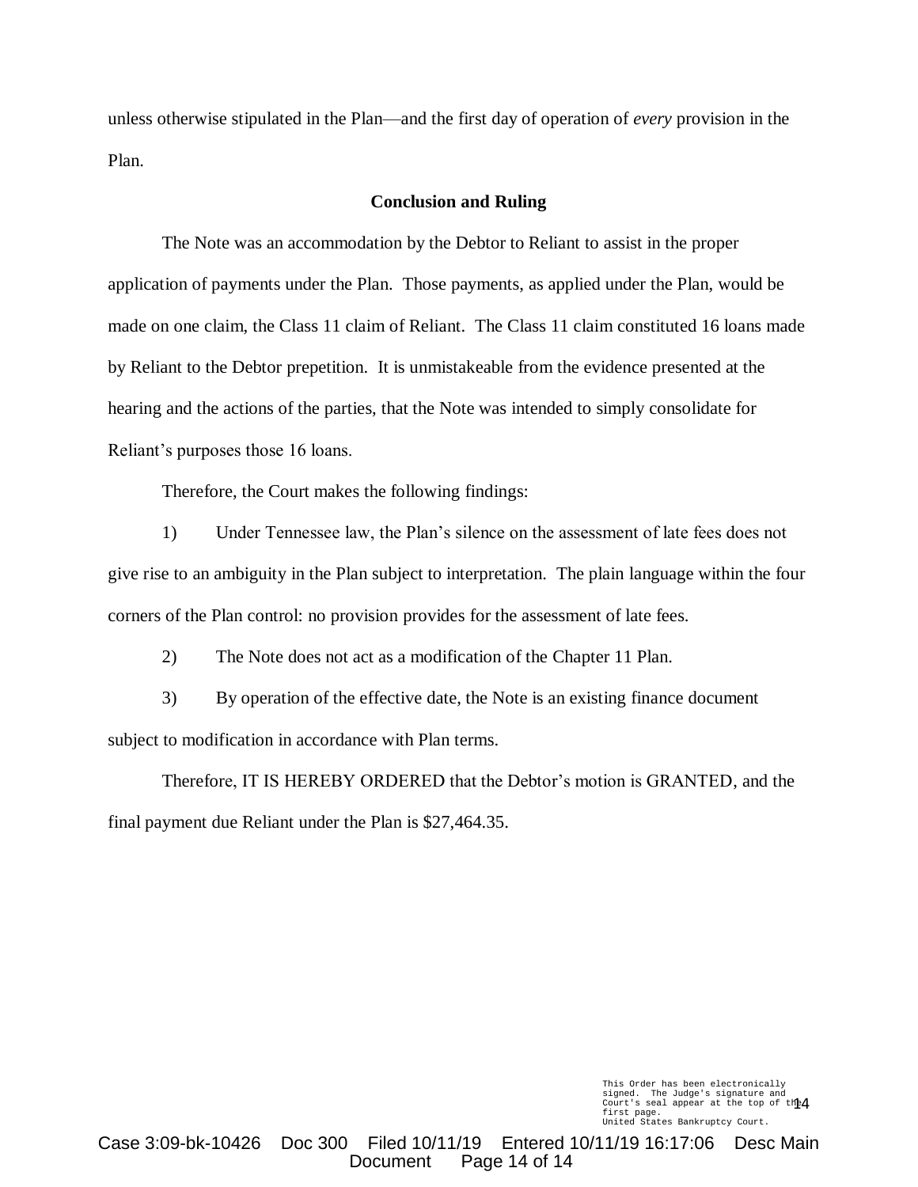unless otherwise stipulated in the Plan—and the first day of operation of *every* provision in the Plan.

**Conclusion and Ruling**

The Note was an accommodation by the Debtor to Reliant to assist in the proper application of payments under the Plan. Those payments, as applied under the Plan, would be made on one claim, the Class 11 claim of Reliant. The Class 11 claim constituted 16 loans made by Reliant to the Debtor prepetition. It is unmistakeable from the evidence presented at the hearing and the actions of the parties, that the Note was intended to simply consolidate for Reliant's purposes those 16 loans.

Therefore, the Court makes the following findings:

1) Under Tennessee law, the Plan's silence on the assessment of late fees does not give rise to an ambiguity in the Plan subject to interpretation. The plain language within the four corners of the Plan control: no provision provides for the assessment of late fees.

2) The Note does not act as a modification of the Chapter 11 Plan.

3) By operation of the effective date, the Note is an existing finance document subject to modification in accordance with Plan terms.

Therefore, IT IS HEREBY ORDERED that the Debtor's motion is GRANTED, and the final payment due Reliant under the Plan is $27,464.35.

This Order has been electronically signed. The Judge's signature and Court's seal appear at the top of the first page.
United States Bankruptcy Court.